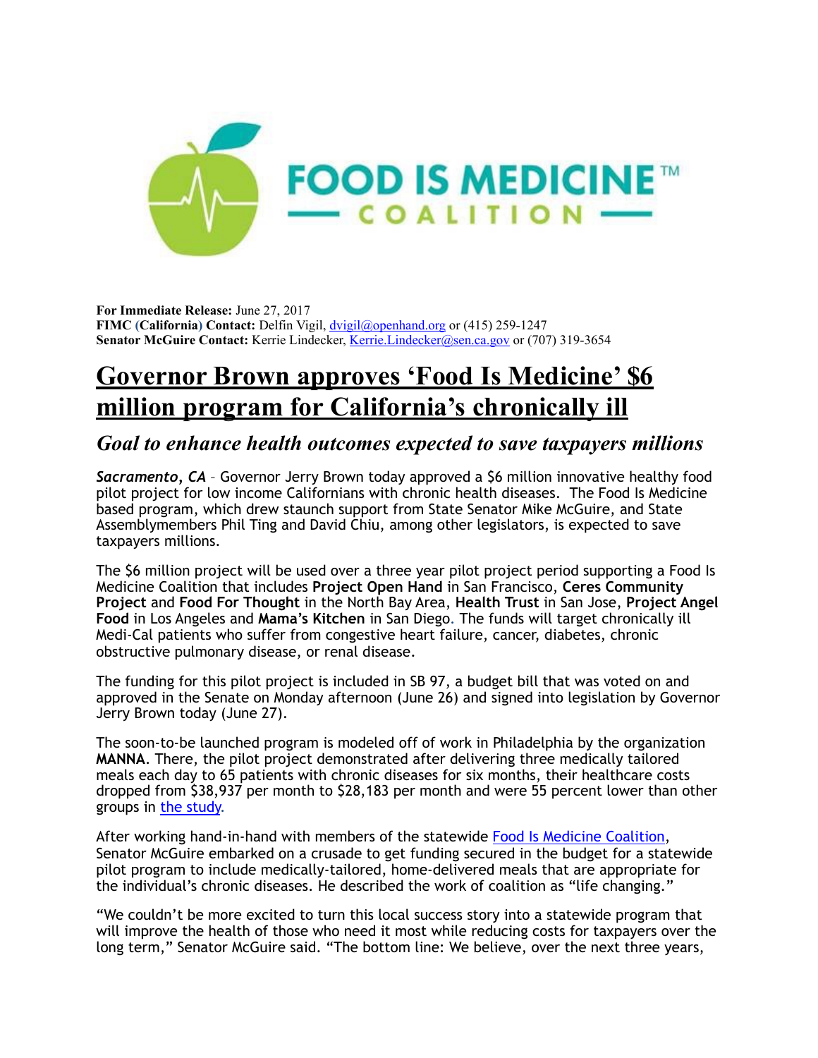FOOD IS MEDICINE™
COALITION

**For Immediate Release:** June 27, 2017
**FIMC (California) Contact:** Delfin Vigil, dvigil@openhand.org or (415) 259-1247
**Senator McGuire Contact:** Kerrie Lindecker, Kerrie.Lindecker@sen.ca.gov or (707) 319-3654

# Governor Brown approves 'Food Is Medicine' $6 million program for California's chronically ill

## *Goal to enhance health outcomes expected to save taxpayers millions*

***Sacramento, CA*** – Governor Jerry Brown today approved a $6 million innovative healthy food pilot project for low income Californians with chronic health diseases. The Food Is Medicine based program, which drew staunch support from State Senator Mike McGuire, and State Assemblymembers Phil Ting and David Chiu, among other legislators, is expected to save taxpayers millions.

The $6 million project will be used over a three year pilot project period supporting a Food Is Medicine Coalition that includes **Project Open Hand** in San Francisco, **Ceres Community Project** and **Food For Thought** in the North Bay Area, **Health Trust** in San Jose, **Project Angel Food** in Los Angeles and **Mama's Kitchen** in San Diego. The funds will target chronically ill Medi-Cal patients who suffer from congestive heart failure, cancer, diabetes, chronic obstructive pulmonary disease, or renal disease.

The funding for this pilot project is included in SB 97, a budget bill that was voted on and approved in the Senate on Monday afternoon (June 26) and signed into legislation by Governor Jerry Brown today (June 27).

The soon-to-be launched program is modeled off of work in Philadelphia by the organization **MANNA**. There, the pilot project demonstrated after delivering three medically tailored meals each day to 65 patients with chronic diseases for six months, their healthcare costs dropped from $38,937 per month to $28,183 per month and were 55 percent lower than other groups in the study.

After working hand-in-hand with members of the statewide Food Is Medicine Coalition, Senator McGuire embarked on a crusade to get funding secured in the budget for a statewide pilot program to include medically-tailored, home-delivered meals that are appropriate for the individual's chronic diseases. He described the work of coalition as "life changing."

"We couldn't be more excited to turn this local success story into a statewide program that will improve the health of those who need it most while reducing costs for taxpayers over the long term," Senator McGuire said. "The bottom line: We believe, over the next three years,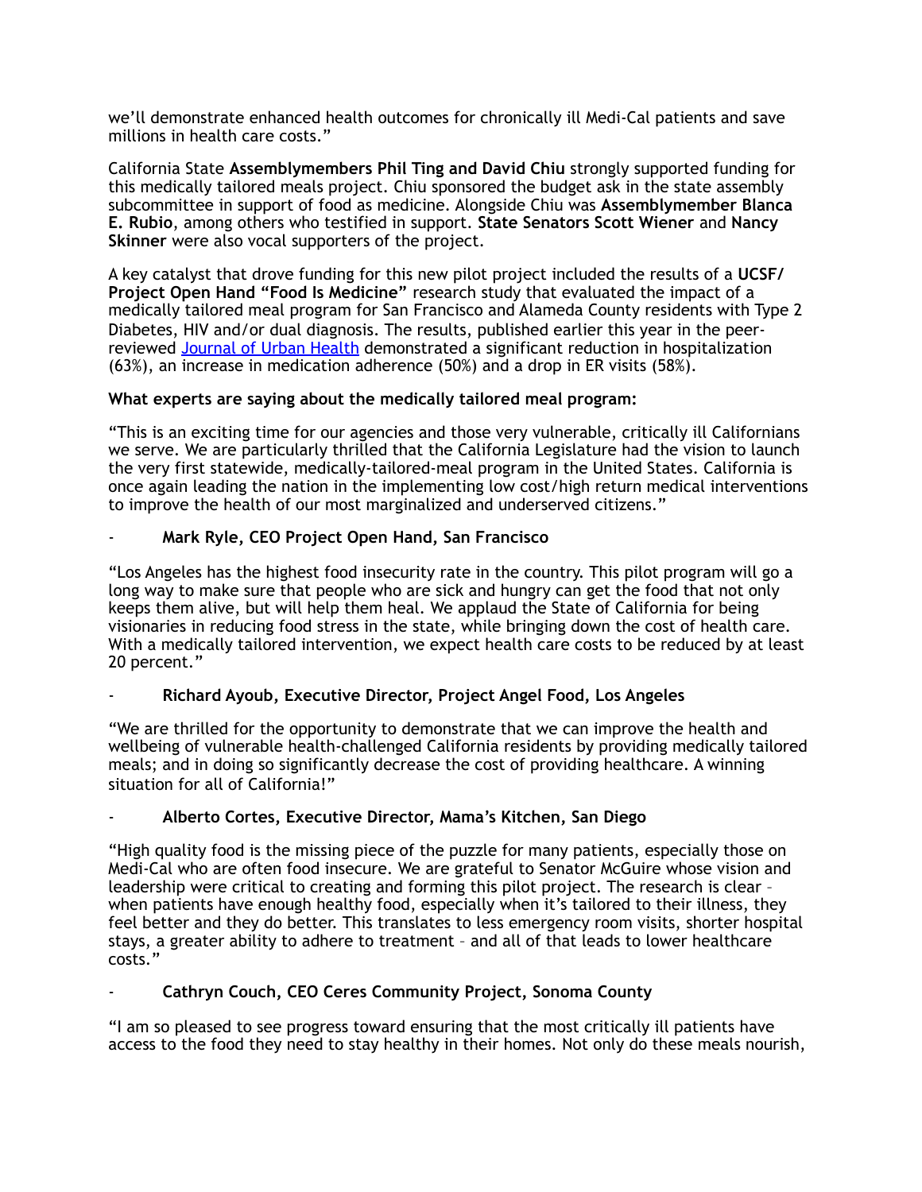we'll demonstrate enhanced health outcomes for chronically ill Medi-Cal patients and save millions in health care costs."

California State **Assemblymembers Phil Ting and David Chiu** strongly supported funding for this medically tailored meals project. Chiu sponsored the budget ask in the state assembly subcommittee in support of food as medicine. Alongside Chiu was **Assemblymember Blanca E. Rubio**, among others who testified in support. **State Senators Scott Wiener** and **Nancy Skinner** were also vocal supporters of the project.

A key catalyst that drove funding for this new pilot project included the results of a **UCSF/ Project Open Hand "Food Is Medicine"** research study that evaluated the impact of a medically tailored meal program for San Francisco and Alameda County residents with Type 2 Diabetes, HIV and/or dual diagnosis. The results, published earlier this year in the peer-reviewed [Journal of Urban Health] demonstrated a significant reduction in hospitalization (63%), an increase in medication adherence (50%) and a drop in ER visits (58%).

**What experts are saying about the medically tailored meal program:**

"This is an exciting time for our agencies and those very vulnerable, critically ill Californians we serve. We are particularly thrilled that the California Legislature had the vision to launch the very first statewide, medically-tailored-meal program in the United States. California is once again leading the nation in the implementing low cost/high return medical interventions to improve the health of our most marginalized and underserved citizens."

- **Mark Ryle, CEO Project Open Hand, San Francisco**

"Los Angeles has the highest food insecurity rate in the country. This pilot program will go a long way to make sure that people who are sick and hungry can get the food that not only keeps them alive, but will help them heal. We applaud the State of California for being visionaries in reducing food stress in the state, while bringing down the cost of health care. With a medically tailored intervention, we expect health care costs to be reduced by at least 20 percent."

- **Richard Ayoub, Executive Director, Project Angel Food, Los Angeles**

"We are thrilled for the opportunity to demonstrate that we can improve the health and wellbeing of vulnerable health-challenged California residents by providing medically tailored meals; and in doing so significantly decrease the cost of providing healthcare. A winning situation for all of California!"

- **Alberto Cortes, Executive Director, Mama's Kitchen, San Diego**

"High quality food is the missing piece of the puzzle for many patients, especially those on Medi-Cal who are often food insecure. We are grateful to Senator McGuire whose vision and leadership were critical to creating and forming this pilot project. The research is clear – when patients have enough healthy food, especially when it's tailored to their illness, they feel better and they do better. This translates to less emergency room visits, shorter hospital stays, a greater ability to adhere to treatment – and all of that leads to lower healthcare costs."

- **Cathryn Couch, CEO Ceres Community Project, Sonoma County**

"I am so pleased to see progress toward ensuring that the most critically ill patients have access to the food they need to stay healthy in their homes. Not only do these meals nourish,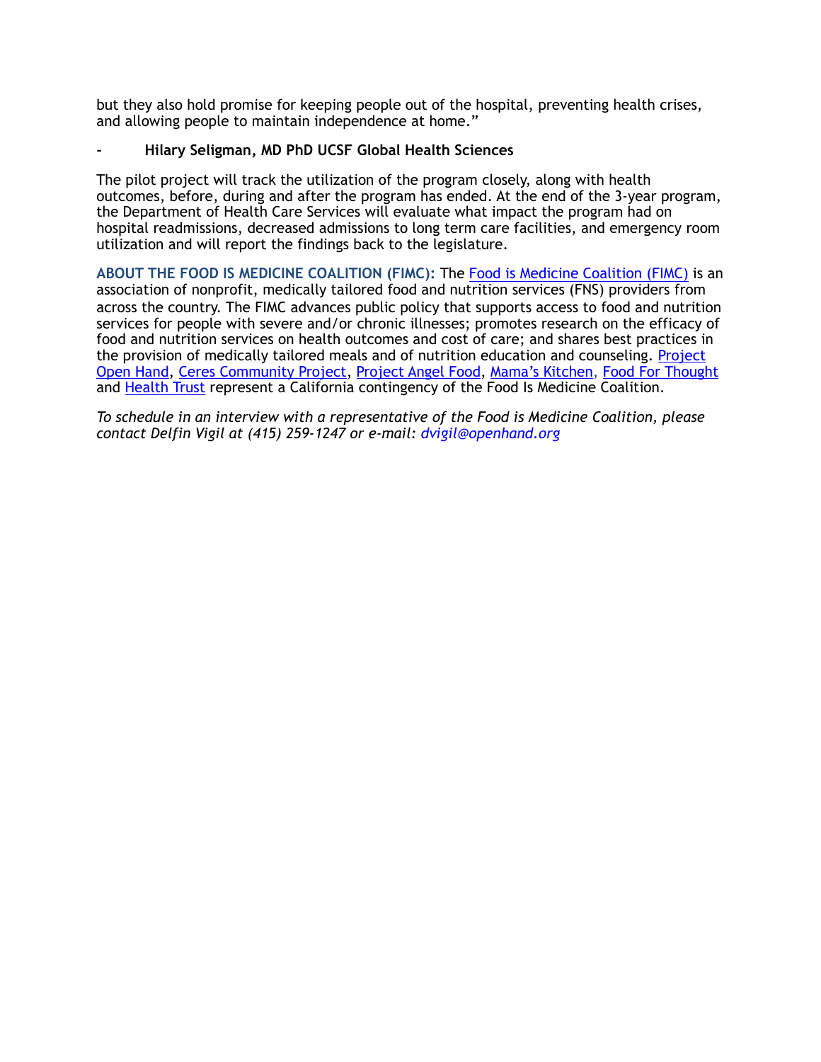but they also hold promise for keeping people out of the hospital, preventing health crises, and allowing people to maintain independence at home."

- **Hilary Seligman, MD PhD UCSF Global Health Sciences**

The pilot project will track the utilization of the program closely, along with health outcomes, before, during and after the program has ended. At the end of the 3-year program, the Department of Health Care Services will evaluate what impact the program had on hospital readmissions, decreased admissions to long term care facilities, and emergency room utilization and will report the findings back to the legislature.

**ABOUT THE FOOD IS MEDICINE COALITION (FIMC):** The Food is Medicine Coalition (FIMC) is an association of nonprofit, medically tailored food and nutrition services (FNS) providers from across the country. The FIMC advances public policy that supports access to food and nutrition services for people with severe and/or chronic illnesses; promotes research on the efficacy of food and nutrition services on health outcomes and cost of care; and shares best practices in the provision of medically tailored meals and of nutrition education and counseling. Project Open Hand, Ceres Community Project, Project Angel Food, Mama's Kitchen, Food For Thought and Health Trust represent a California contingency of the Food Is Medicine Coalition.

*To schedule in an interview with a representative of the Food is Medicine Coalition, please contact Delfin Vigil at (415) 259-1247 or e-mail: dvigil@openhand.org*